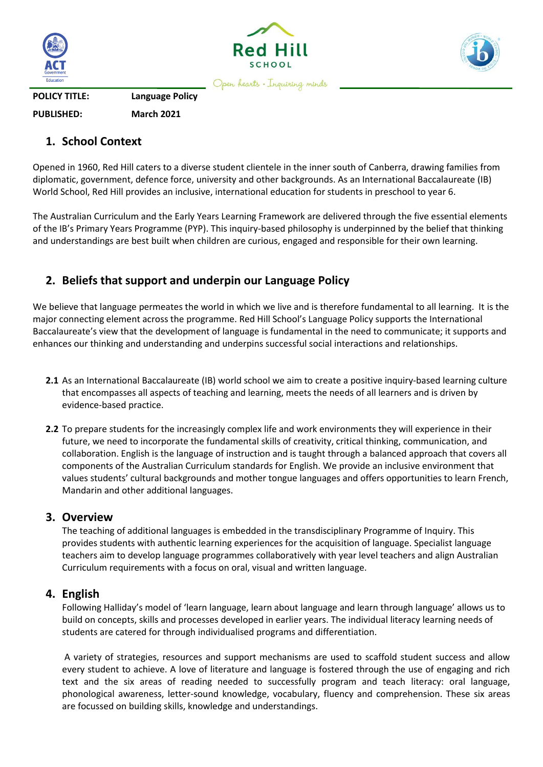Red Hill SCHOOL

*Open hearts • Inquiring minds*

**POLICY TITLE:** **Language Policy**

**PUBLISHED:** **March 2021**

## 1. School Context

Opened in 1960, Red Hill caters to a diverse student clientele in the inner south of Canberra, drawing families from diplomatic, government, defence force, university and other backgrounds. As an International Baccalaureate (IB) World School, Red Hill provides an inclusive, international education for students in preschool to year 6.

The Australian Curriculum and the Early Years Learning Framework are delivered through the five essential elements of the IB's Primary Years Programme (PYP). This inquiry-based philosophy is underpinned by the belief that thinking and understandings are best built when children are curious, engaged and responsible for their own learning.

## 2. Beliefs that support and underpin our Language Policy

We believe that language permeates the world in which we live and is therefore fundamental to all learning. It is the major connecting element across the programme. Red Hill School's Language Policy supports the International Baccalaureate's view that the development of language is fundamental in the need to communicate; it supports and enhances our thinking and understanding and underpins successful social interactions and relationships.

**2.1** As an International Baccalaureate (IB) world school we aim to create a positive inquiry-based learning culture that encompasses all aspects of teaching and learning, meets the needs of all learners and is driven by evidence-based practice.

**2.2** To prepare students for the increasingly complex life and work environments they will experience in their future, we need to incorporate the fundamental skills of creativity, critical thinking, communication, and collaboration. English is the language of instruction and is taught through a balanced approach that covers all components of the Australian Curriculum standards for English. We provide an inclusive environment that values students' cultural backgrounds and mother tongue languages and offers opportunities to learn French, Mandarin and other additional languages.

## 3. Overview

The teaching of additional languages is embedded in the transdisciplinary Programme of Inquiry. This provides students with authentic learning experiences for the acquisition of language. Specialist language teachers aim to develop language programmes collaboratively with year level teachers and align Australian Curriculum requirements with a focus on oral, visual and written language.

## 4. English

Following Halliday's model of 'learn language, learn about language and learn through language' allows us to build on concepts, skills and processes developed in earlier years. The individual literacy learning needs of students are catered for through individualised programs and differentiation.

A variety of strategies, resources and support mechanisms are used to scaffold student success and allow every student to achieve. A love of literature and language is fostered through the use of engaging and rich text and the six areas of reading needed to successfully program and teach literacy: oral language, phonological awareness, letter-sound knowledge, vocabulary, fluency and comprehension. These six areas are focussed on building skills, knowledge and understandings.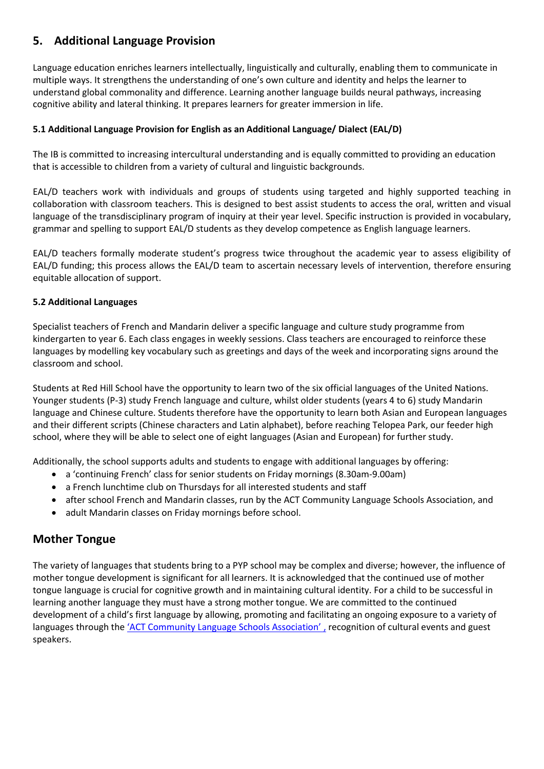## 5. Additional Language Provision

Language education enriches learners intellectually, linguistically and culturally, enabling them to communicate in multiple ways. It strengthens the understanding of one's own culture and identity and helps the learner to understand global commonality and difference. Learning another language builds neural pathways, increasing cognitive ability and lateral thinking. It prepares learners for greater immersion in life.

### 5.1 Additional Language Provision for English as an Additional Language/ Dialect (EAL/D)

The IB is committed to increasing intercultural understanding and is equally committed to providing an education that is accessible to children from a variety of cultural and linguistic backgrounds.

EAL/D teachers work with individuals and groups of students using targeted and highly supported teaching in collaboration with classroom teachers. This is designed to best assist students to access the oral, written and visual language of the transdisciplinary program of inquiry at their year level. Specific instruction is provided in vocabulary, grammar and spelling to support EAL/D students as they develop competence as English language learners.

EAL/D teachers formally moderate student's progress twice throughout the academic year to assess eligibility of EAL/D funding; this process allows the EAL/D team to ascertain necessary levels of intervention, therefore ensuring equitable allocation of support.

### 5.2 Additional Languages

Specialist teachers of French and Mandarin deliver a specific language and culture study programme from kindergarten to year 6. Each class engages in weekly sessions. Class teachers are encouraged to reinforce these languages by modelling key vocabulary such as greetings and days of the week and incorporating signs around the classroom and school.

Students at Red Hill School have the opportunity to learn two of the six official languages of the United Nations. Younger students (P-3) study French language and culture, whilst older students (years 4 to 6) study Mandarin language and Chinese culture. Students therefore have the opportunity to learn both Asian and European languages and their different scripts (Chinese characters and Latin alphabet), before reaching Telopea Park, our feeder high school, where they will be able to select one of eight languages (Asian and European) for further study.

Additionally, the school supports adults and students to engage with additional languages by offering:

- a 'continuing French' class for senior students on Friday mornings (8.30am-9.00am)
- a French lunchtime club on Thursdays for all interested students and staff
- after school French and Mandarin classes, run by the ACT Community Language Schools Association, and
- adult Mandarin classes on Friday mornings before school.

## Mother Tongue

The variety of languages that students bring to a PYP school may be complex and diverse; however, the influence of mother tongue development is significant for all learners. It is acknowledged that the continued use of mother tongue language is crucial for cognitive growth and in maintaining cultural identity. For a child to be successful in learning another language they must have a strong mother tongue. We are committed to the continued development of a child's first language by allowing, promoting and facilitating an ongoing exposure to a variety of languages through the 'ACT Community Language Schools Association' , recognition of cultural events and guest speakers.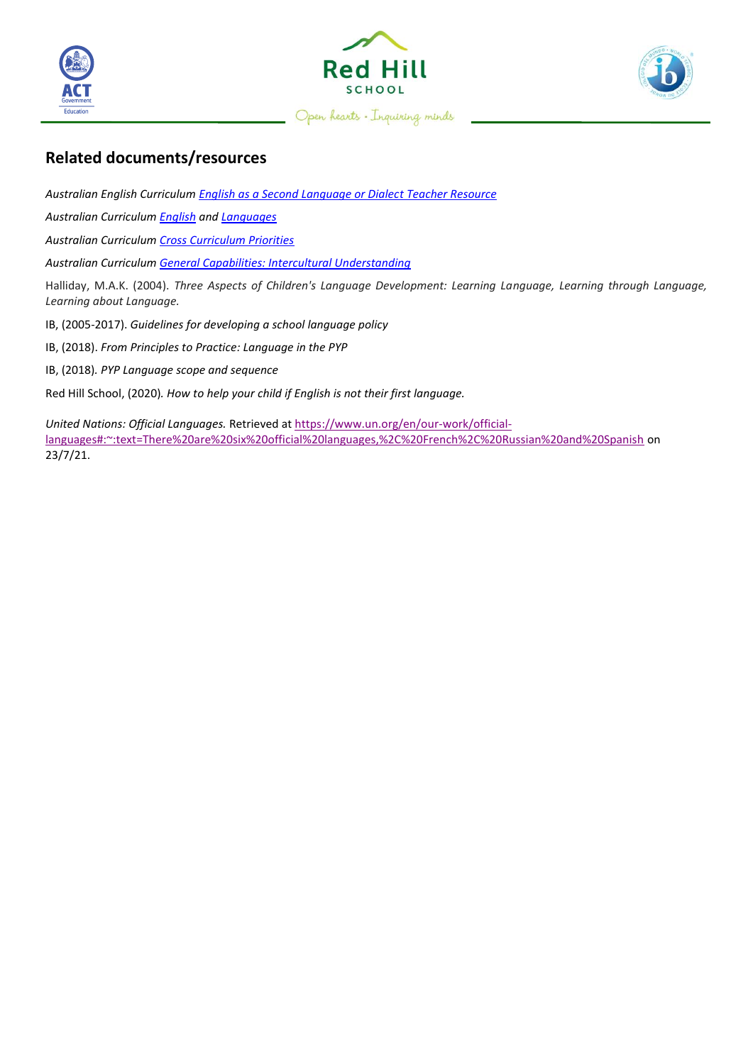## Related documents/resources

*Australian English Curriculum* [*English as a Second Language or Dialect Teacher Resource*]()

*Australian Curriculum* [*English*]() *and* [*Languages*]()

*Australian Curriculum* [*Cross Curriculum Priorities*]()

*Australian Curriculum* [*General Capabilities: Intercultural Understanding*]()

Halliday, M.A.K. (2004). *Three Aspects of Children's Language Development: Learning Language, Learning through Language, Learning about Language.*

IB, (2005-2017). *Guidelines for developing a school language policy*

IB, (2018). *From Principles to Practice: Language in the PYP*

IB, (2018). *PYP Language scope and sequence*

Red Hill School, (2020). *How to help your child if English is not their first language.*

*United Nations: Official Languages.* Retrieved at https://www.un.org/en/our-work/official-languages#:~:text=There%20are%20six%20official%20languages,%2C%20French%2C%20Russian%20and%20Spanish on 23/7/21.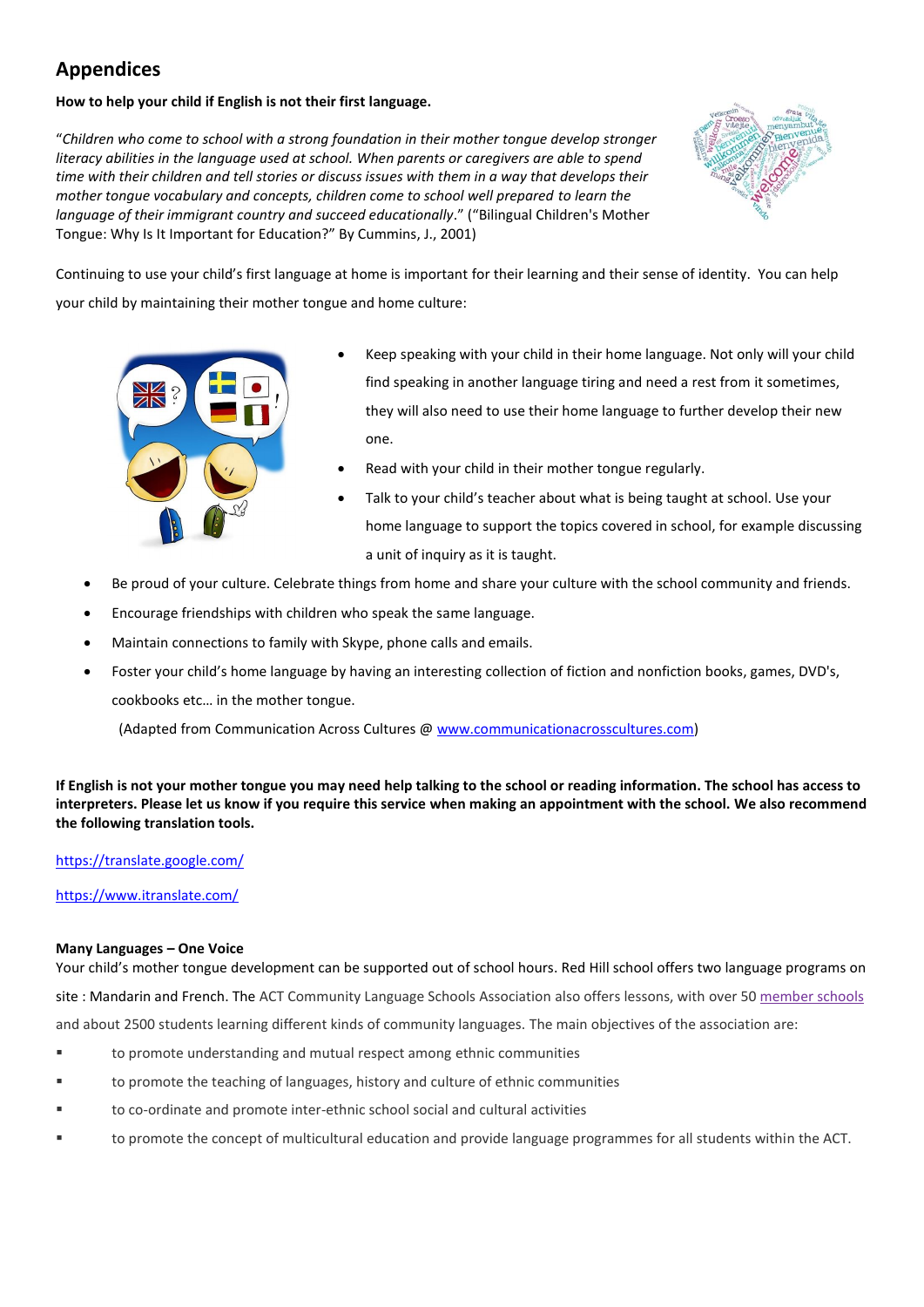# Appendices

**How to help your child if English is not their first language.**

"*Children who come to school with a strong foundation in their mother tongue develop stronger literacy abilities in the language used at school. When parents or caregivers are able to spend time with their children and tell stories or discuss issues with them in a way that develops their mother tongue vocabulary and concepts, children come to school well prepared to learn the language of their immigrant country and succeed educationally*." ("Bilingual Children's Mother Tongue: Why Is It Important for Education?" By Cummins, J., 2001)

Continuing to use your child's first language at home is important for their learning and their sense of identity. You can help your child by maintaining their mother tongue and home culture:

- Keep speaking with your child in their home language. Not only will your child find speaking in another language tiring and need a rest from it sometimes, they will also need to use their home language to further develop their new one.
- Read with your child in their mother tongue regularly.
- Talk to your child's teacher about what is being taught at school. Use your home language to support the topics covered in school, for example discussing a unit of inquiry as it is taught.
- Be proud of your culture. Celebrate things from home and share your culture with the school community and friends.
- Encourage friendships with children who speak the same language.
- Maintain connections to family with Skype, phone calls and emails.
- Foster your child's home language by having an interesting collection of fiction and nonfiction books, games, DVD's, cookbooks etc… in the mother tongue.

  (Adapted from Communication Across Cultures @ [www.communicationacrosscultures.com](www.communicationacrosscultures.com))

**If English is not your mother tongue you may need help talking to the school or reading information. The school has access to interpreters. Please let us know if you require this service when making an appointment with the school. We also recommend the following translation tools.**

https://translate.google.com/

https://www.itranslate.com/

**Many Languages – One Voice**

Your child's mother tongue development can be supported out of school hours. Red Hill school offers two language programs on site : Mandarin and French. The ACT Community Language Schools Association also offers lessons, with over 50 member schools and about 2500 students learning different kinds of community languages. The main objectives of the association are:

- to promote understanding and mutual respect among ethnic communities
- to promote the teaching of languages, history and culture of ethnic communities
- to co-ordinate and promote inter-ethnic school social and cultural activities
- to promote the concept of multicultural education and provide language programmes for all students within the ACT.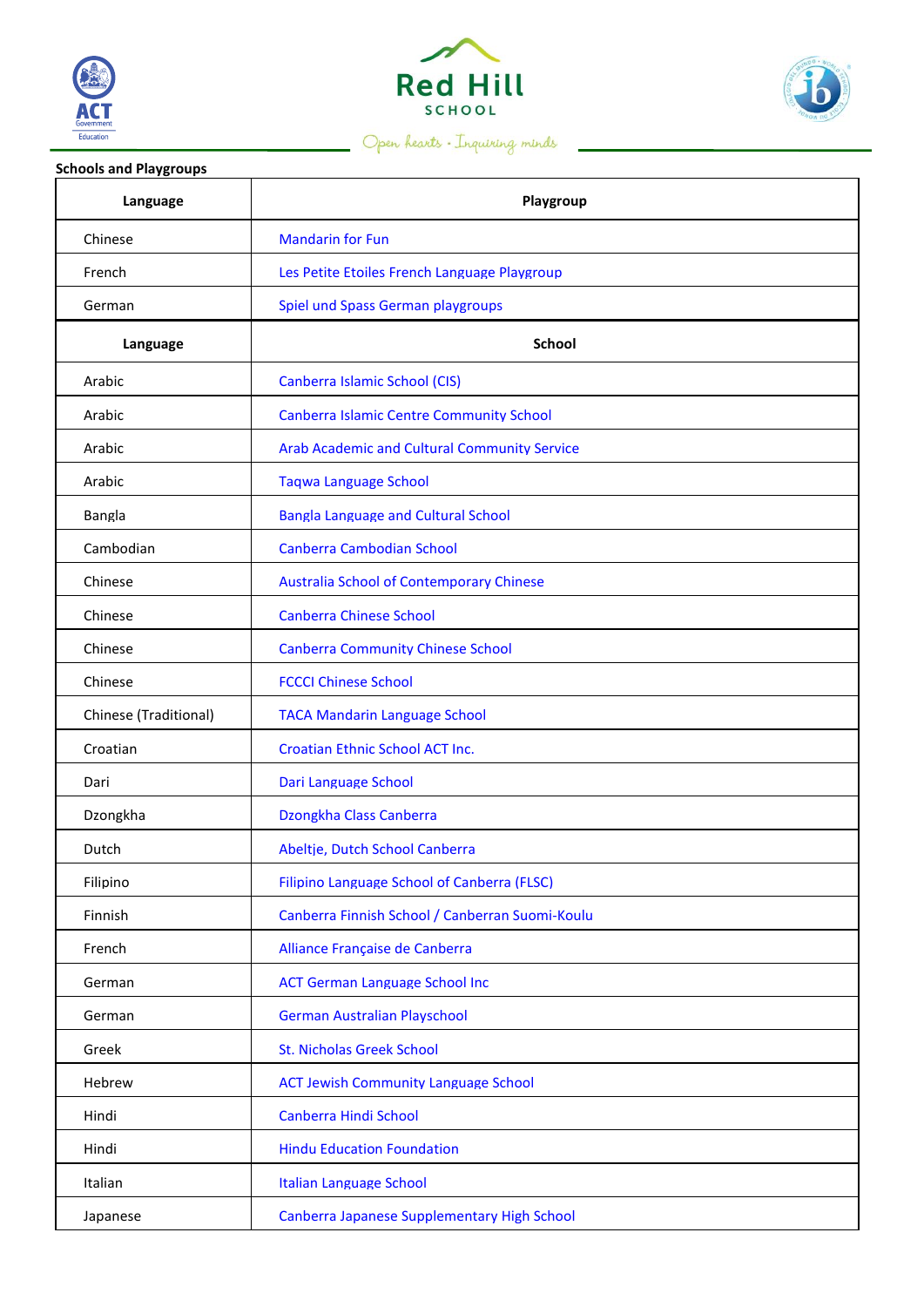**Schools and Playgroups**

| Language | Playgroup |
|---|---|
| Chinese | Mandarin for Fun |
| French | Les Petite Etoiles French Language Playgroup |
| German | Spiel und Spass German playgroups |
| **Language** | **School** |
| Arabic | Canberra Islamic School (CIS) |
| Arabic | Canberra Islamic Centre Community School |
| Arabic | Arab Academic and Cultural Community Service |
| Arabic | Taqwa Language School |
| Bangla | Bangla Language and Cultural School |
| Cambodian | Canberra Cambodian School |
| Chinese | Australia School of Contemporary Chinese |
| Chinese | Canberra Chinese School |
| Chinese | Canberra Community Chinese School |
| Chinese | FCCCI Chinese School |
| Chinese (Traditional) | TACA Mandarin Language School |
| Croatian | Croatian Ethnic School ACT Inc. |
| Dari | Dari Language School |
| Dzongkha | Dzongkha Class Canberra |
| Dutch | Abeltje, Dutch School Canberra |
| Filipino | Filipino Language School of Canberra (FLSC) |
| Finnish | Canberra Finnish School / Canberran Suomi-Koulu |
| French | Alliance Française de Canberra |
| German | ACT German Language School Inc |
| German | German Australian Playschool |
| Greek | St. Nicholas Greek School |
| Hebrew | ACT Jewish Community Language School |
| Hindi | Canberra Hindi School |
| Hindi | Hindu Education Foundation |
| Italian | Italian Language School |
| Japanese | Canberra Japanese Supplementary High School |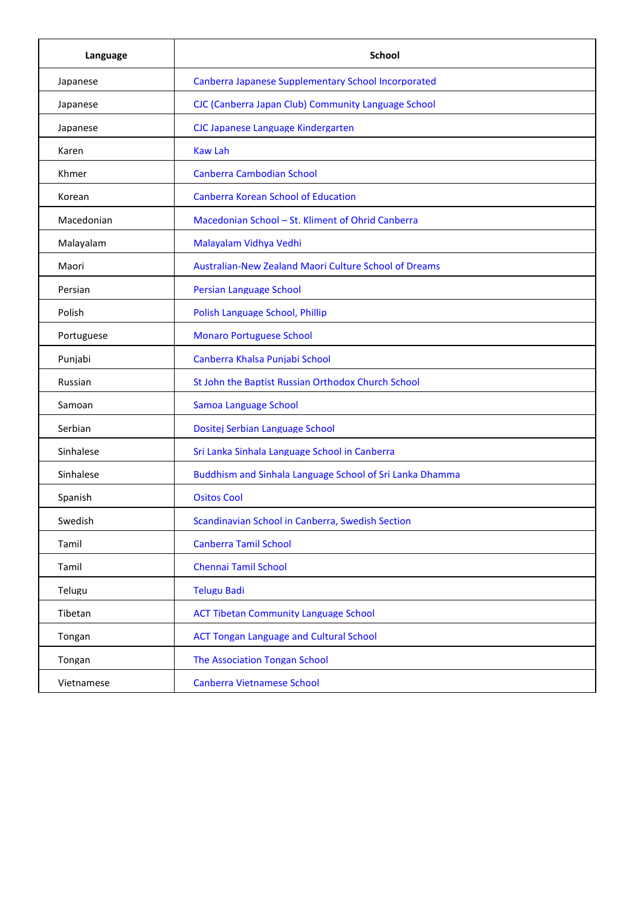| Language | School |
|---|---|
| Japanese | Canberra Japanese Supplementary School Incorporated |
| Japanese | CJC (Canberra Japan Club) Community Language School |
| Japanese | CJC Japanese Language Kindergarten |
| Karen | Kaw Lah |
| Khmer | Canberra Cambodian School |
| Korean | Canberra Korean School of Education |
| Macedonian | Macedonian School – St. Kliment of Ohrid Canberra |
| Malayalam | Malayalam Vidhya Vedhi |
| Maori | Australian-New Zealand Maori Culture School of Dreams |
| Persian | Persian Language School |
| Polish | Polish Language School, Phillip |
| Portuguese | Monaro Portuguese School |
| Punjabi | Canberra Khalsa Punjabi School |
| Russian | St John the Baptist Russian Orthodox Church School |
| Samoan | Samoa Language School |
| Serbian | Dositej Serbian Language School |
| Sinhalese | Sri Lanka Sinhala Language School in Canberra |
| Sinhalese | Buddhism and Sinhala Language School of Sri Lanka Dhamma |
| Spanish | Ositos Cool |
| Swedish | Scandinavian School in Canberra, Swedish Section |
| Tamil | Canberra Tamil School |
| Tamil | Chennai Tamil School |
| Telugu | Telugu Badi |
| Tibetan | ACT Tibetan Community Language School |
| Tongan | ACT Tongan Language and Cultural School |
| Tongan | The Association Tongan School |
| Vietnamese | Canberra Vietnamese School |